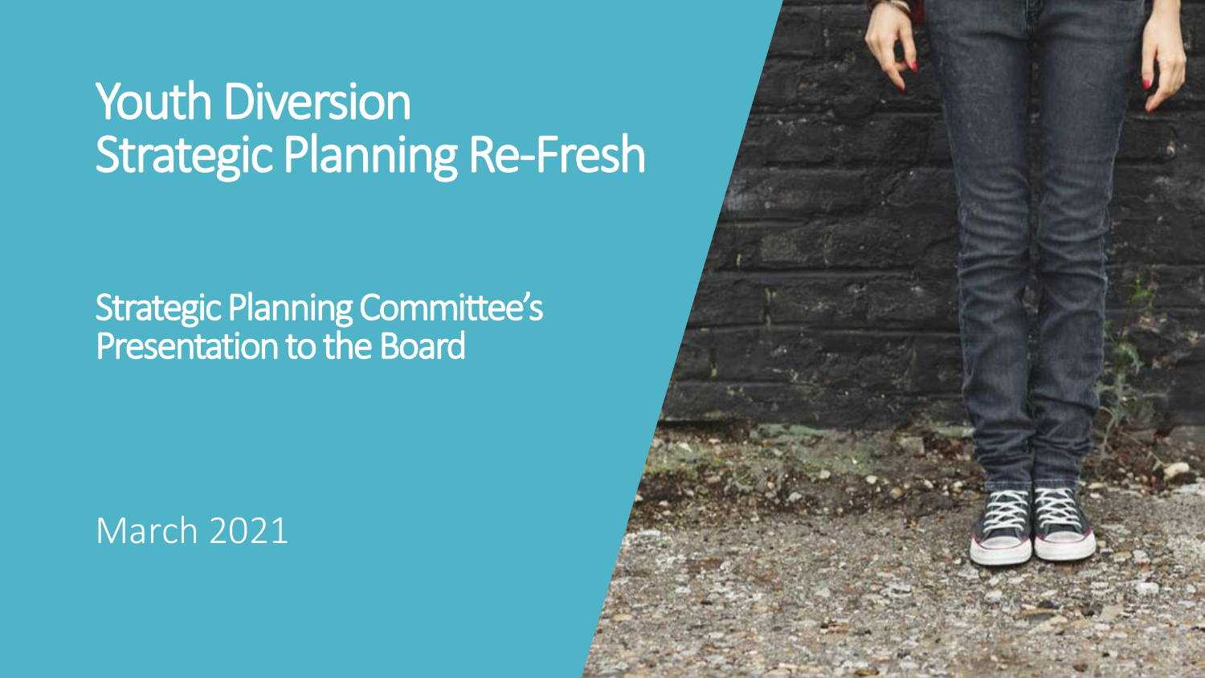# Youth Diversion Strategic Planning Re-Fresh

## Strategic Planning Committee's Presentation to the Board

March 2021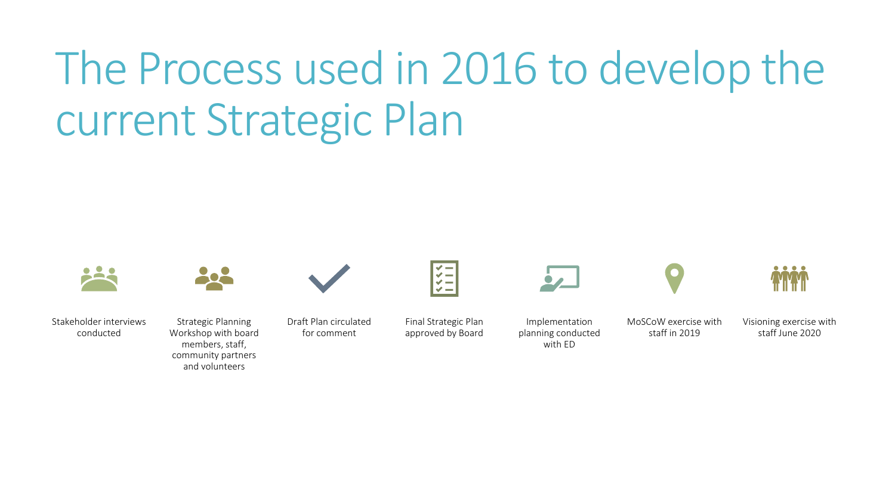# The Process used in 2016 to develop the current Strategic Plan

- Stakeholder interviews conducted
- Strategic Planning Workshop with board members, staff, community partners and volunteers
- Draft Plan circulated for comment
- Final Strategic Plan approved by Board
- Implementation planning conducted with ED
- MoSCoW exercise with staff in 2019
- Visioning exercise with staff June 2020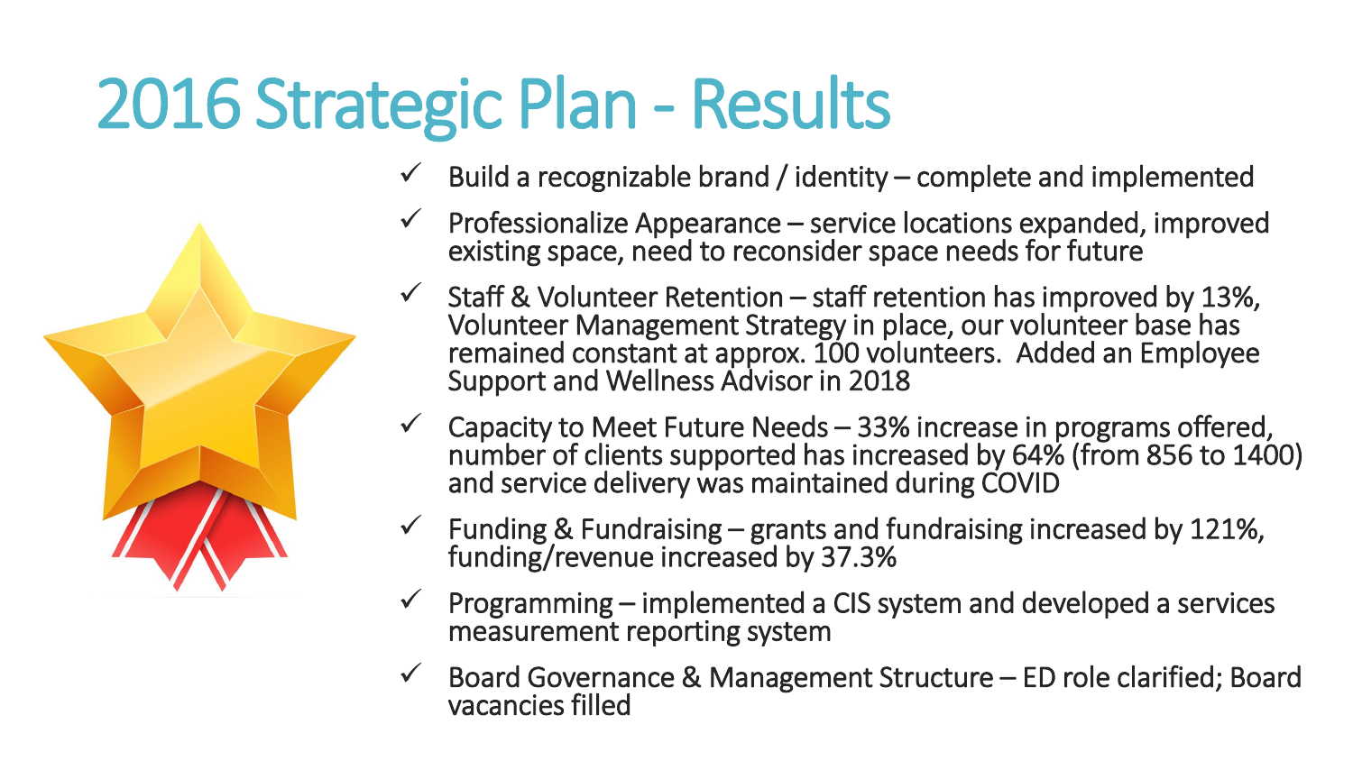# 2016 Strategic Plan - Results

- ✓ Build a recognizable brand / identity – complete and implemented
- ✓ Professionalize Appearance – service locations expanded, improved existing space, need to reconsider space needs for future
- ✓ Staff & Volunteer Retention – staff retention has improved by 13%, Volunteer Management Strategy in place, our volunteer base has remained constant at approx. 100 volunteers. Added an Employee Support and Wellness Advisor in 2018
- ✓ Capacity to Meet Future Needs – 33% increase in programs offered, number of clients supported has increased by 64% (from 856 to 1400) and service delivery was maintained during COVID
- ✓ Funding & Fundraising – grants and fundraising increased by 121%, funding/revenue increased by 37.3%
- ✓ Programming – implemented a CIS system and developed a services measurement reporting system
- ✓ Board Governance & Management Structure – ED role clarified; Board vacancies filled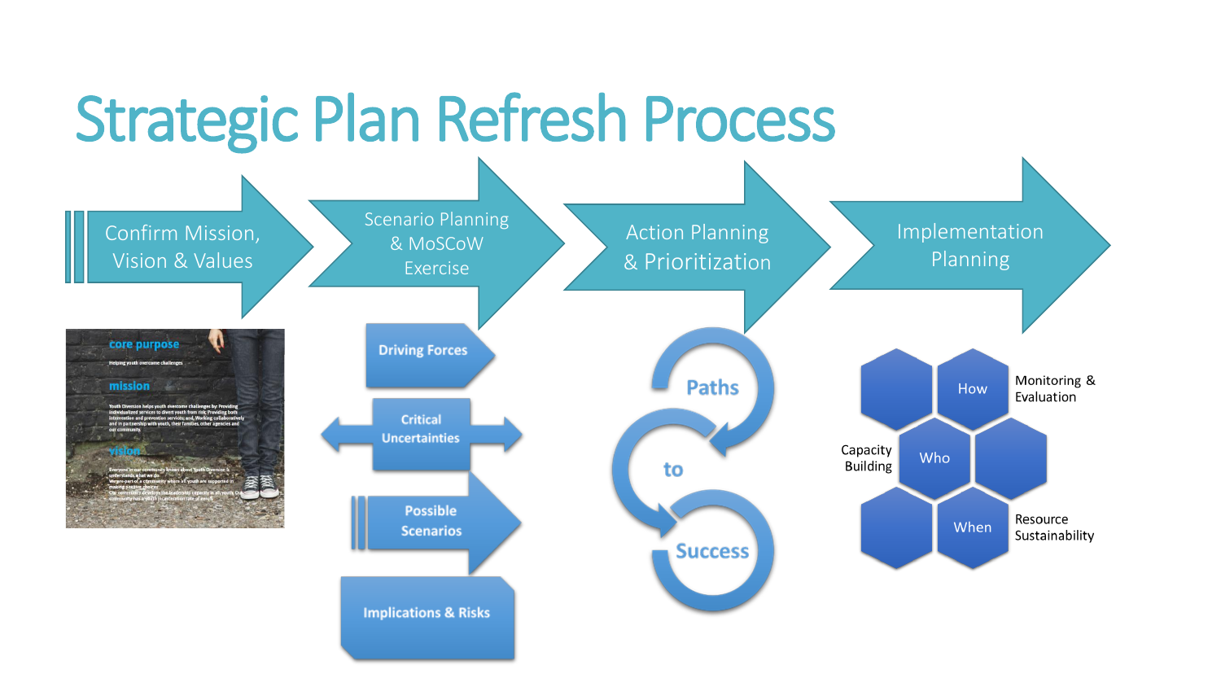# Strategic Plan Refresh Process

## Confirm Mission, Vision & Values

**core purpose**

Helping youth overcome challenges

**mission**

Youth Diversion helps youth overcome challenges by: Providing individualized services to divert youth from risk; Providing both intervention and prevention services; and, Working collaboratively and in partnership with youth, their families, other agencies and our community.

**vision**

Everyone in our community knows about Youth Diversion & understands what we do.
We are part of a community where all youth are supported in making positive choices.
Our community develops the leadership capacity in all youth. Our community has a youth incarceration rate of zero.

## Scenario Planning & MoSCoW Exercise

- Driving Forces
- Critical Uncertainties
- Possible Scenarios
- Implications & Risks

## Action Planning & Prioritization

Paths to Success

## Implementation Planning

- How — Monitoring & Evaluation
- Who — Capacity Building
- When — Resource Sustainability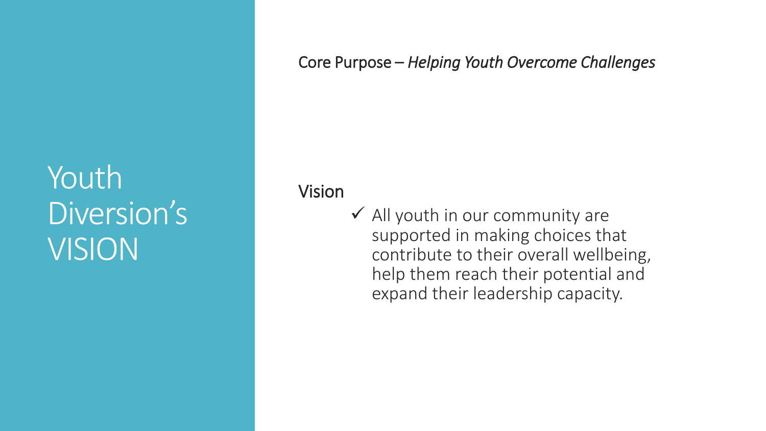# Youth Diversion's VISION

Core Purpose – *Helping Youth Overcome Challenges*

## Vision

- ✓ All youth in our community are supported in making choices that contribute to their overall wellbeing, help them reach their potential and expand their leadership capacity.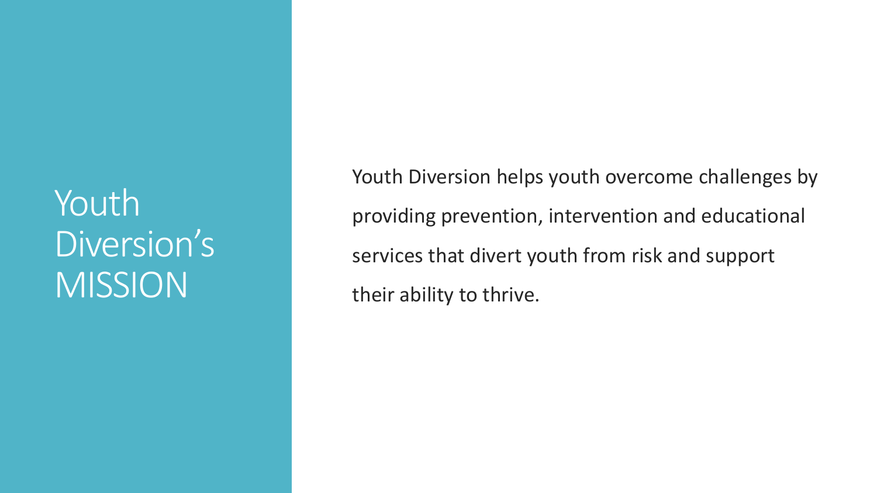# Youth Diversion's MISSION

Youth Diversion helps youth overcome challenges by providing prevention, intervention and educational services that divert youth from risk and support their ability to thrive.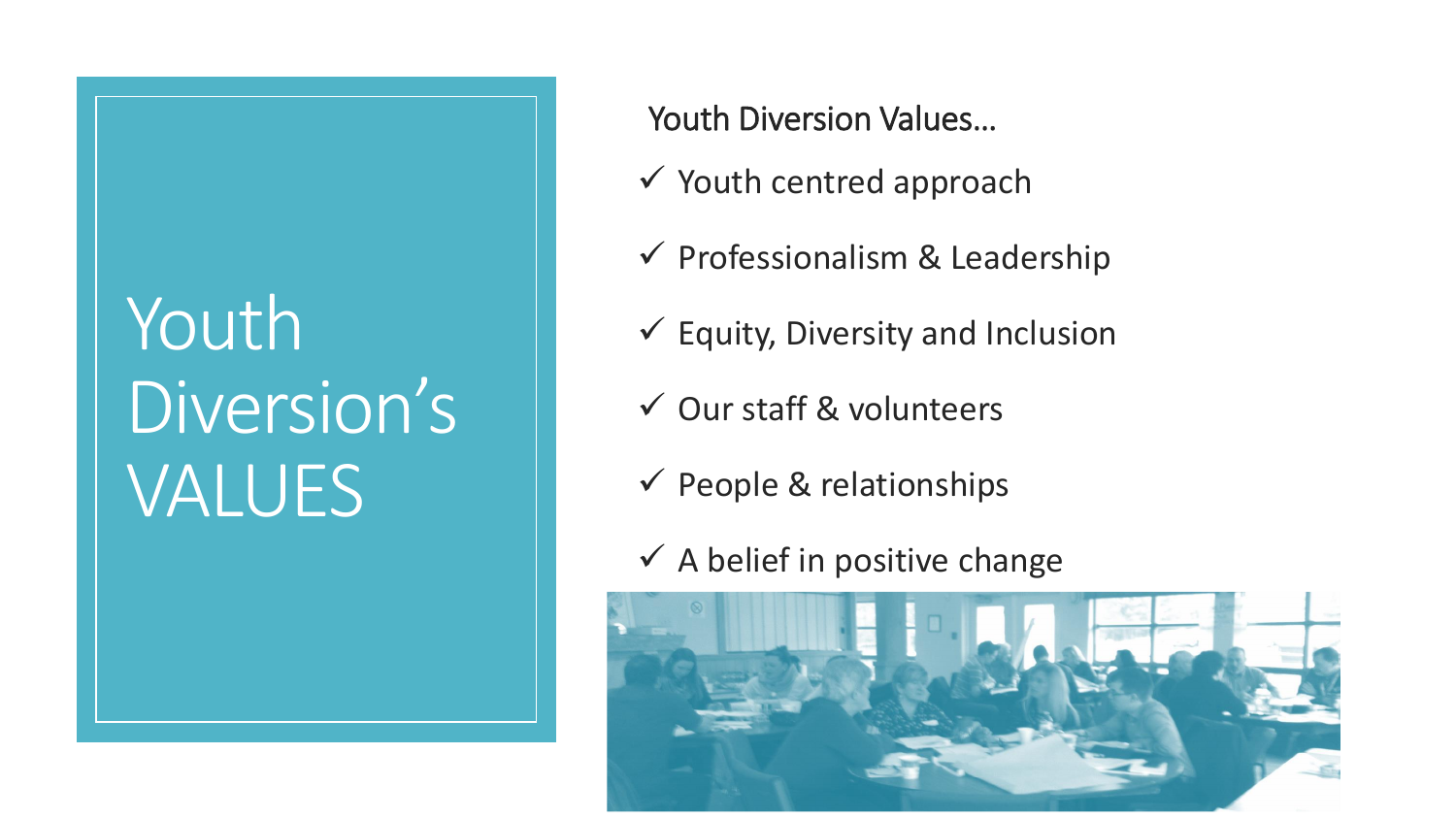# Youth Diversion's VALUES

Youth Diversion Values…

- ✓ Youth centred approach
- ✓ Professionalism & Leadership
- ✓ Equity, Diversity and Inclusion
- ✓ Our staff & volunteers
- ✓ People & relationships
- ✓ A belief in positive change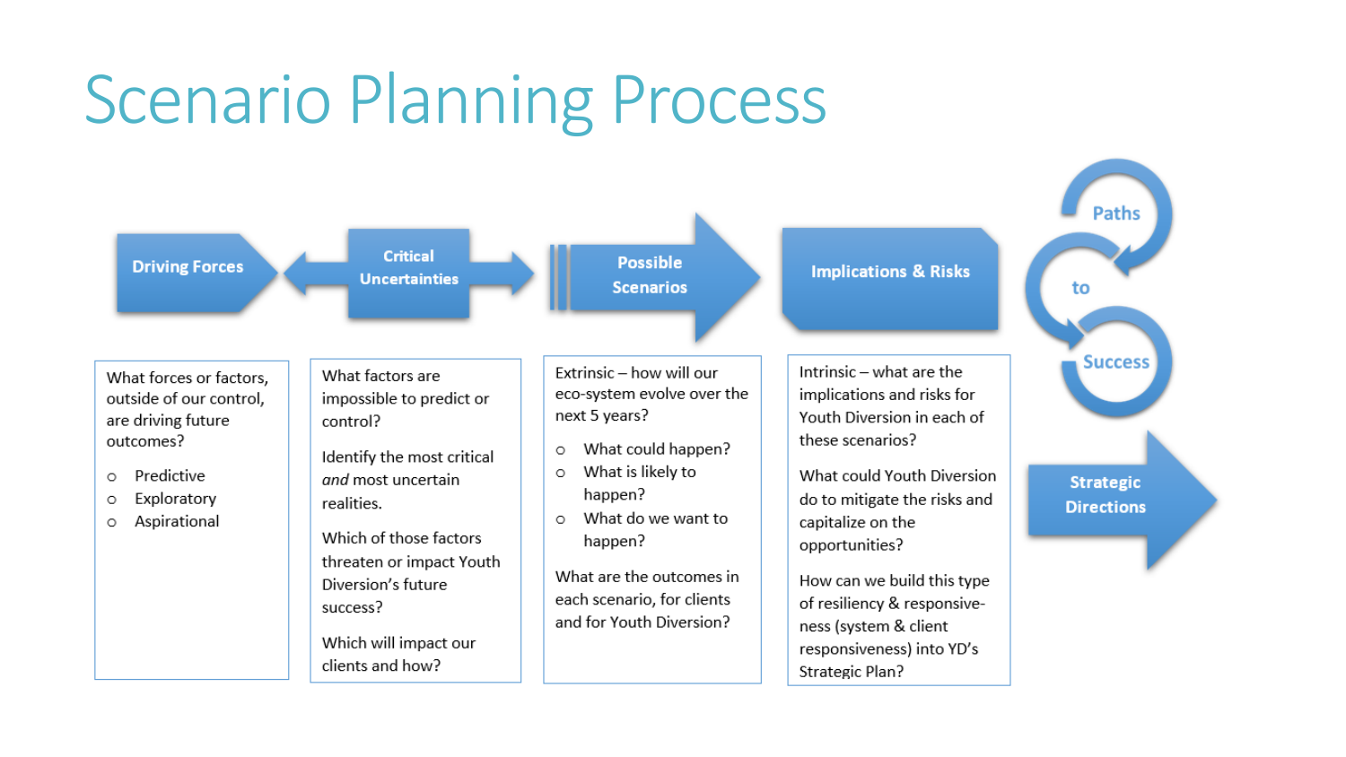# Scenario Planning Process

**Driving Forces** → **Critical Uncertainties** → **Possible Scenarios** → **Implications & Risks** → **Paths to Success** → **Strategic Directions**

## Driving Forces

What forces or factors, outside of our control, are driving future outcomes?

- Predictive
- Exploratory
- Aspirational

## Critical Uncertainties

What factors are impossible to predict or control?

Identify the most critical *and* most uncertain realities.

Which of those factors threaten or impact Youth Diversion's future success?

Which will impact our clients and how?

## Possible Scenarios

Extrinsic – how will our eco-system evolve over the next 5 years?

- What could happen?
- What is likely to happen?
- What do we want to happen?

What are the outcomes in each scenario, for clients and for Youth Diversion?

## Implications & Risks

Intrinsic – what are the implications and risks for Youth Diversion in each of these scenarios?

What could Youth Diversion do to mitigate the risks and capitalize on the opportunities?

How can we build this type of resiliency & responsive-ness (system & client responsiveness) into YD's Strategic Plan?

## Paths to Success

## Strategic Directions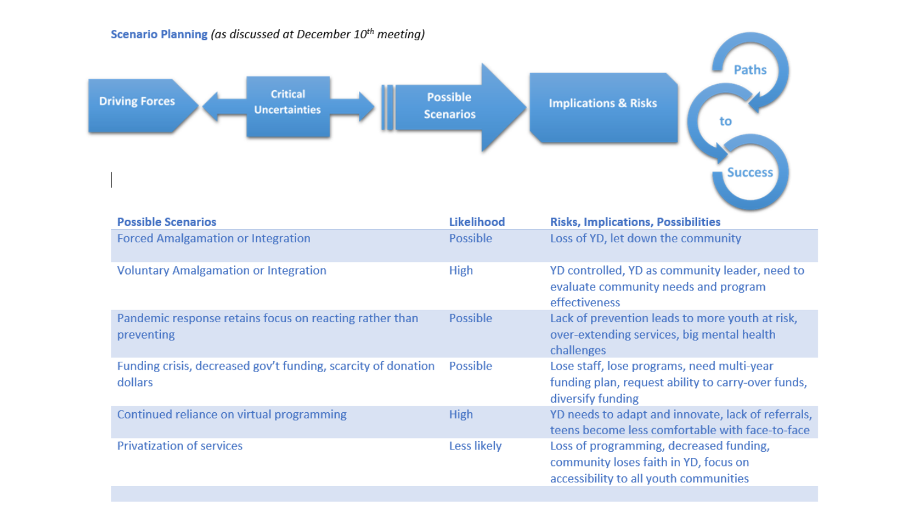**Scenario Planning** *(as discussed at December 10th meeting)*

Driving Forces → Critical Uncertainties → Possible Scenarios → Implications & Risks → Paths to Success

| Possible Scenarios | Likelihood | Risks, Implications, Possibilities |
|---|---|---|
| Forced Amalgamation or Integration | Possible | Loss of YD, let down the community |
| Voluntary Amalgamation or Integration | High | YD controlled, YD as community leader, need to evaluate community needs and program effectiveness |
| Pandemic response retains focus on reacting rather than preventing | Possible | Lack of prevention leads to more youth at risk, over-extending services, big mental health challenges |
| Funding crisis, decreased gov't funding, scarcity of donation dollars | Possible | Lose staff, lose programs, need multi-year funding plan, request ability to carry-over funds, diversify funding |
| Continued reliance on virtual programming | High | YD needs to adapt and innovate, lack of referrals, teens become less comfortable with face-to-face |
| Privatization of services | Less likely | Loss of programming, decreased funding, community loses faith in YD, focus on accessibility to all youth communities |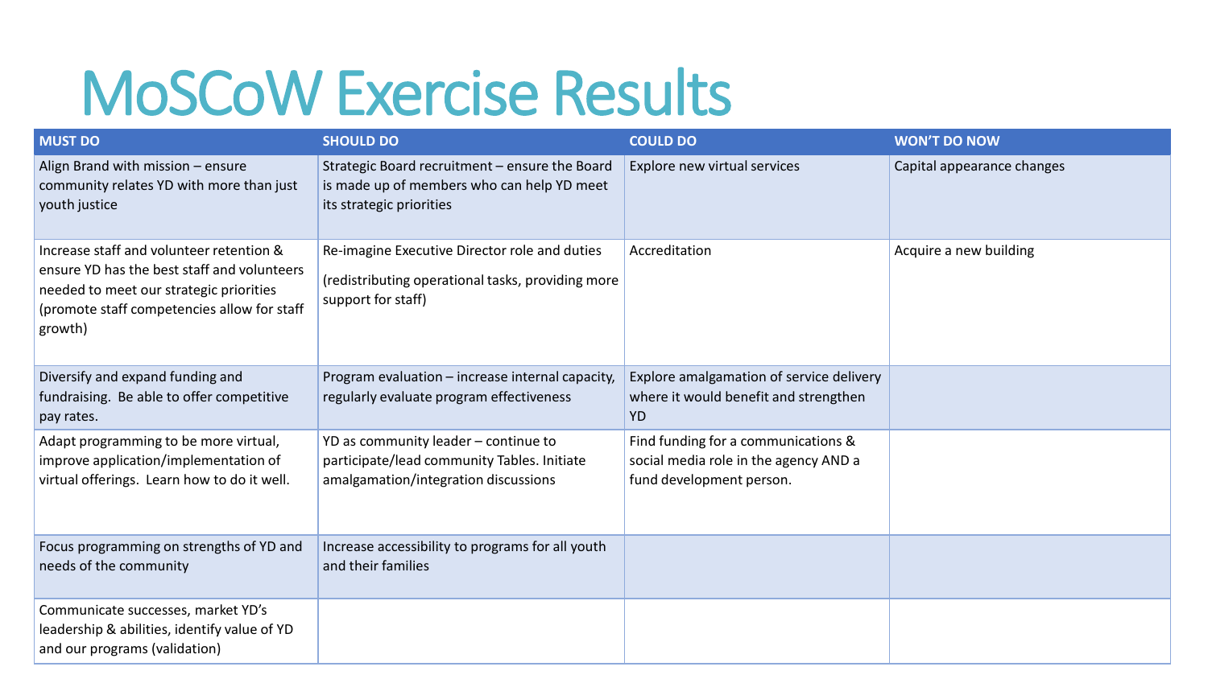# MoSCoW Exercise Results

| MUST DO | SHOULD DO | COULD DO | WON'T DO NOW |
|---|---|---|---|
| Align Brand with mission – ensure community relates YD with more than just youth justice | Strategic Board recruitment – ensure the Board is made up of members who can help YD meet its strategic priorities | Explore new virtual services | Capital appearance changes |
| Increase staff and volunteer retention & ensure YD has the best staff and volunteers needed to meet our strategic priorities (promote staff competencies allow for staff growth) | Re-imagine Executive Director role and duties (redistributing operational tasks, providing more support for staff) | Accreditation | Acquire a new building |
| Diversify and expand funding and fundraising. Be able to offer competitive pay rates. | Program evaluation – increase internal capacity, regularly evaluate program effectiveness | Explore amalgamation of service delivery where it would benefit and strengthen YD | |
| Adapt programming to be more virtual, improve application/implementation of virtual offerings. Learn how to do it well. | YD as community leader – continue to participate/lead community Tables. Initiate amalgamation/integration discussions | Find funding for a communications & social media role in the agency AND a fund development person. | |
| Focus programming on strengths of YD and needs of the community | Increase accessibility to programs for all youth and their families | | |
| Communicate successes, market YD's leadership & abilities, identify value of YD and our programs (validation) | | | |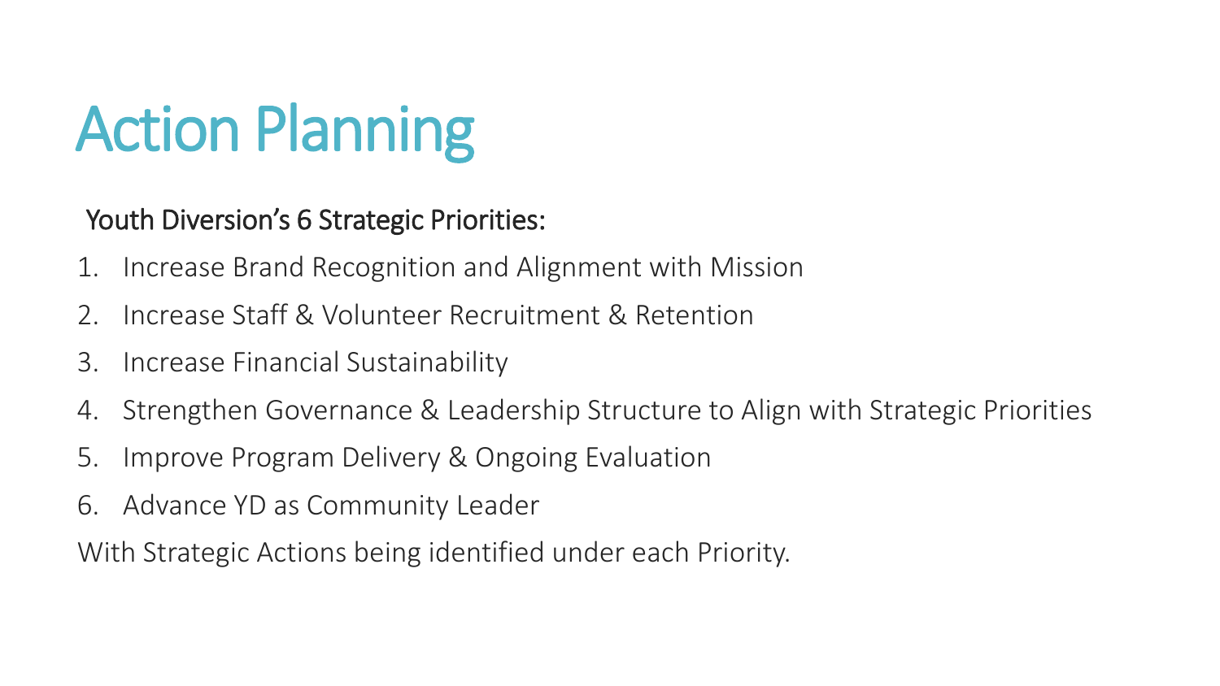# Action Planning

Youth Diversion's 6 Strategic Priorities:

1. Increase Brand Recognition and Alignment with Mission
2. Increase Staff & Volunteer Recruitment & Retention
3. Increase Financial Sustainability
4. Strengthen Governance & Leadership Structure to Align with Strategic Priorities
5. Improve Program Delivery & Ongoing Evaluation
6. Advance YD as Community Leader

With Strategic Actions being identified under each Priority.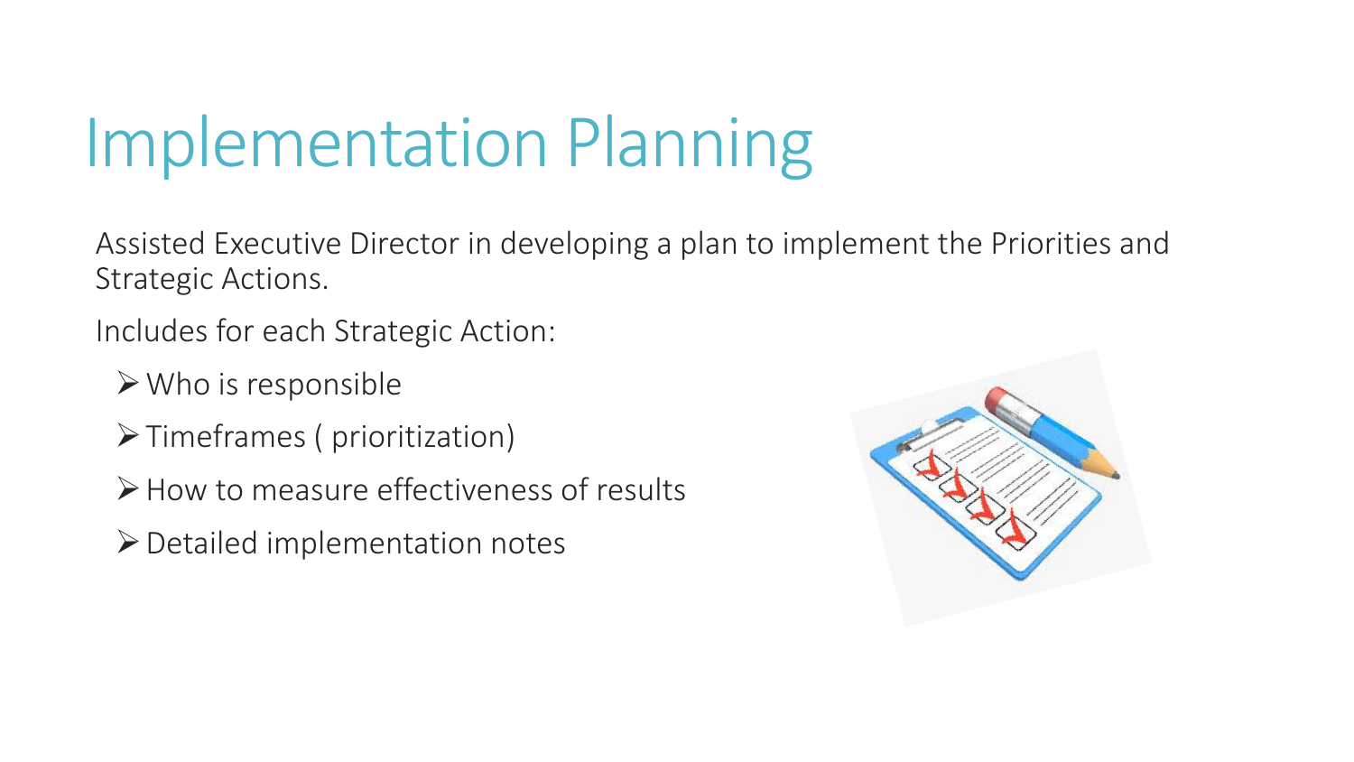# Implementation Planning

Assisted Executive Director in developing a plan to implement the Priorities and Strategic Actions.

Includes for each Strategic Action:

- Who is responsible
- Timeframes ( prioritization)
- How to measure effectiveness of results
- Detailed implementation notes